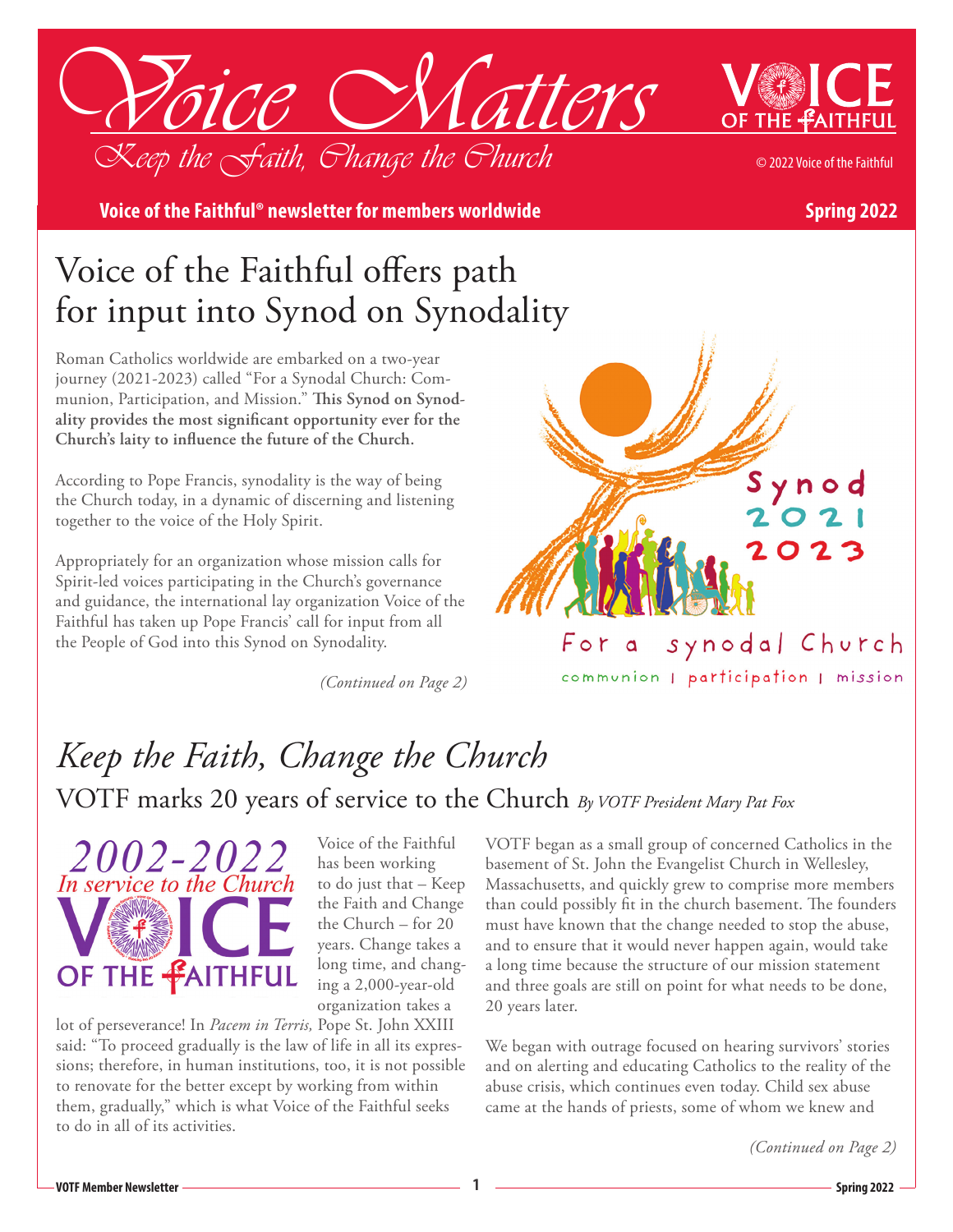# Voice Matters

*Keep the Faith, Change the Church*

© 2022 Voice of the Faithful

**Voice of the Faithful® newsletter for members worldwide** **Spring 2022**

## Voice of the Faithful offers path for input into Synod on Synodality

Roman Catholics worldwide are embarked on a two-year journey (2021-2023) called "For a Synodal Church: Communion, Participation, and Mission." **This Synod on Synodality provides the most significant opportunity ever for the Church's laity to influence the future of the Church.**

According to Pope Francis, synodality is the way of being the Church today, in a dynamic of discerning and listening together to the voice of the Holy Spirit.

Appropriately for an organization whose mission calls for Spirit-led voices participating in the Church's governance and guidance, the international lay organization Voice of the Faithful has taken up Pope Francis' call for input from all the People of God into this Synod on Synodality.

*(Continued on Page 2)*

Synod 2021 2023

For a synodal Church

communion | participation | mission

## *Keep the Faith, Change the Church*

### VOTF marks 20 years of service to the Church *By VOTF President Mary Pat Fox*

2002-2022 In service to the Church

Voice of the Faithful has been working to do just that – Keep the Faith and Change the Church – for 20 years. Change takes a long time, and changing a 2,000-year-old organization takes a lot of perseverance! In *Pacem in Terris,* Pope St. John XXIII said: "To proceed gradually is the law of life in all its expressions; therefore, in human institutions, too, it is not possible to renovate for the better except by working from within them, gradually," which is what Voice of the Faithful seeks to do in all of its activities.

VOTF began as a small group of concerned Catholics in the basement of St. John the Evangelist Church in Wellesley, Massachusetts, and quickly grew to comprise more members than could possibly fit in the church basement. The founders must have known that the change needed to stop the abuse, and to ensure that it would never happen again, would take a long time because the structure of our mission statement and three goals are still on point for what needs to be done, 20 years later.

We began with outrage focused on hearing survivors' stories and on alerting and educating Catholics to the reality of the abuse crisis, which continues even today. Child sex abuse came at the hands of priests, some of whom we knew and

*(Continued on Page 2)*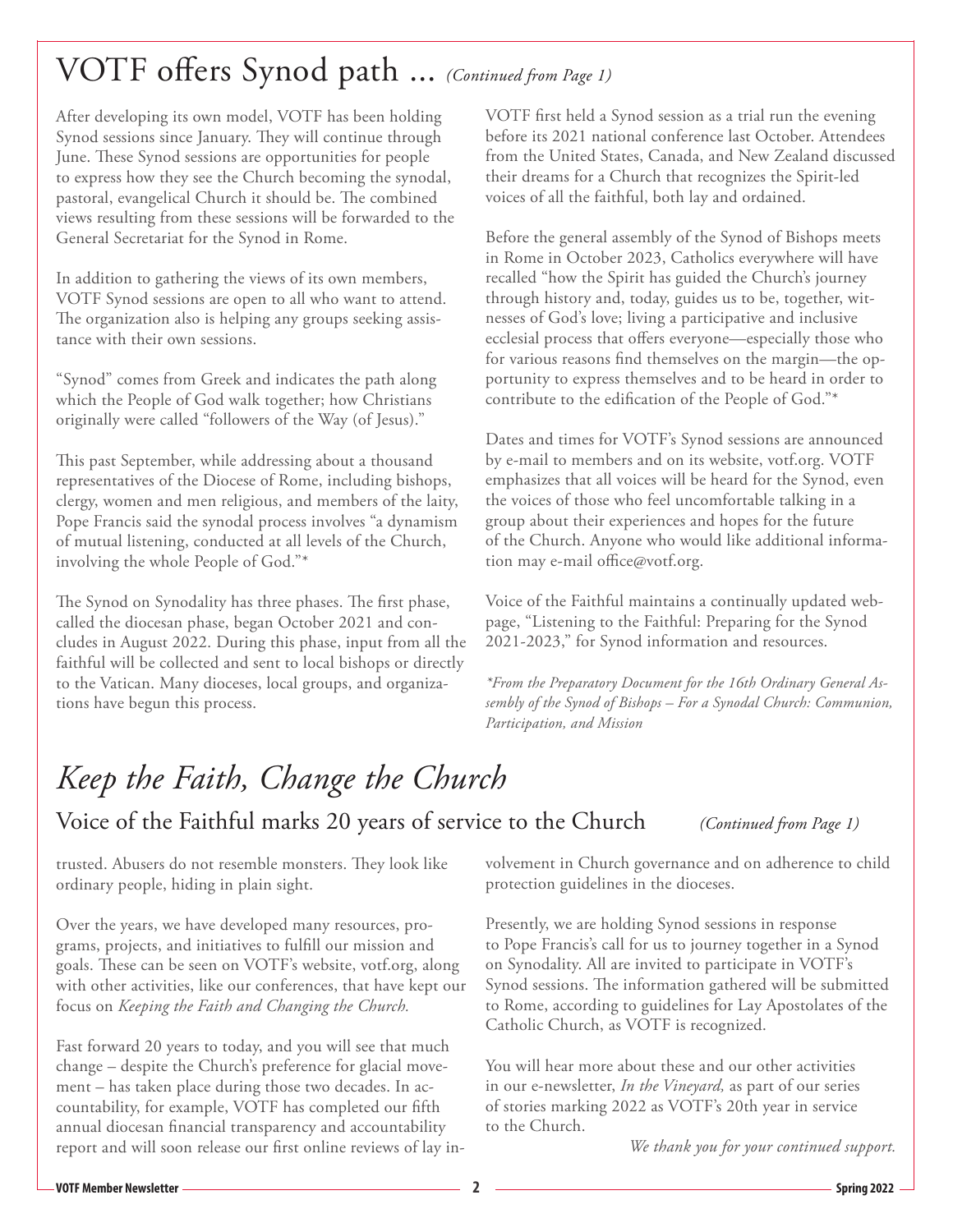# VOTF offers Synod path ... *(Continued from Page 1)*

After developing its own model, VOTF has been holding Synod sessions since January. They will continue through June. These Synod sessions are opportunities for people to express how they see the Church becoming the synodal, pastoral, evangelical Church it should be. The combined views resulting from these sessions will be forwarded to the General Secretariat for the Synod in Rome.

In addition to gathering the views of its own members, VOTF Synod sessions are open to all who want to attend. The organization also is helping any groups seeking assistance with their own sessions.

"Synod" comes from Greek and indicates the path along which the People of God walk together; how Christians originally were called "followers of the Way (of Jesus)."

This past September, while addressing about a thousand representatives of the Diocese of Rome, including bishops, clergy, women and men religious, and members of the laity, Pope Francis said the synodal process involves "a dynamism of mutual listening, conducted at all levels of the Church, involving the whole People of God."*

The Synod on Synodality has three phases. The first phase, called the diocesan phase, began October 2021 and concludes in August 2022. During this phase, input from all the faithful will be collected and sent to local bishops or directly to the Vatican. Many dioceses, local groups, and organizations have begun this process.

VOTF first held a Synod session as a trial run the evening before its 2021 national conference last October. Attendees from the United States, Canada, and New Zealand discussed their dreams for a Church that recognizes the Spirit-led voices of all the faithful, both lay and ordained.

Before the general assembly of the Synod of Bishops meets in Rome in October 2023, Catholics everywhere will have recalled "how the Spirit has guided the Church's journey through history and, today, guides us to be, together, witnesses of God's love; living a participative and inclusive ecclesial process that offers everyone—especially those who for various reasons find themselves on the margin—the opportunity to express themselves and to be heard in order to contribute to the edification of the People of God."*

Dates and times for VOTF's Synod sessions are announced by e-mail to members and on its website, votf.org. VOTF emphasizes that all voices will be heard for the Synod, even the voices of those who feel uncomfortable talking in a group about their experiences and hopes for the future of the Church. Anyone who would like additional information may e-mail office@votf.org.

Voice of the Faithful maintains a continually updated webpage, "Listening to the Faithful: Preparing for the Synod 2021-2023," for Synod information and resources.

*\*From the Preparatory Document for the 16th Ordinary General Assembly of the Synod of Bishops – For a Synodal Church: Communion, Participation, and Mission*

# *Keep the Faith, Change the Church*

## Voice of the Faithful marks 20 years of service to the Church *(Continued from Page 1)*

trusted. Abusers do not resemble monsters. They look like ordinary people, hiding in plain sight.

Over the years, we have developed many resources, programs, projects, and initiatives to fulfill our mission and goals. These can be seen on VOTF's website, votf.org, along with other activities, like our conferences, that have kept our focus on *Keeping the Faith and Changing the Church.*

Fast forward 20 years to today, and you will see that much change – despite the Church's preference for glacial movement – has taken place during those two decades. In accountability, for example, VOTF has completed our fifth annual diocesan financial transparency and accountability report and will soon release our first online reviews of lay involvement in Church governance and on adherence to child protection guidelines in the dioceses.

Presently, we are holding Synod sessions in response to Pope Francis's call for us to journey together in a Synod on Synodality. All are invited to participate in VOTF's Synod sessions. The information gathered will be submitted to Rome, according to guidelines for Lay Apostolates of the Catholic Church, as VOTF is recognized.

You will hear more about these and our other activities in our e-newsletter, *In the Vineyard,* as part of our series of stories marking 2022 as VOTF's 20th year in service to the Church.

*We thank you for your continued support.*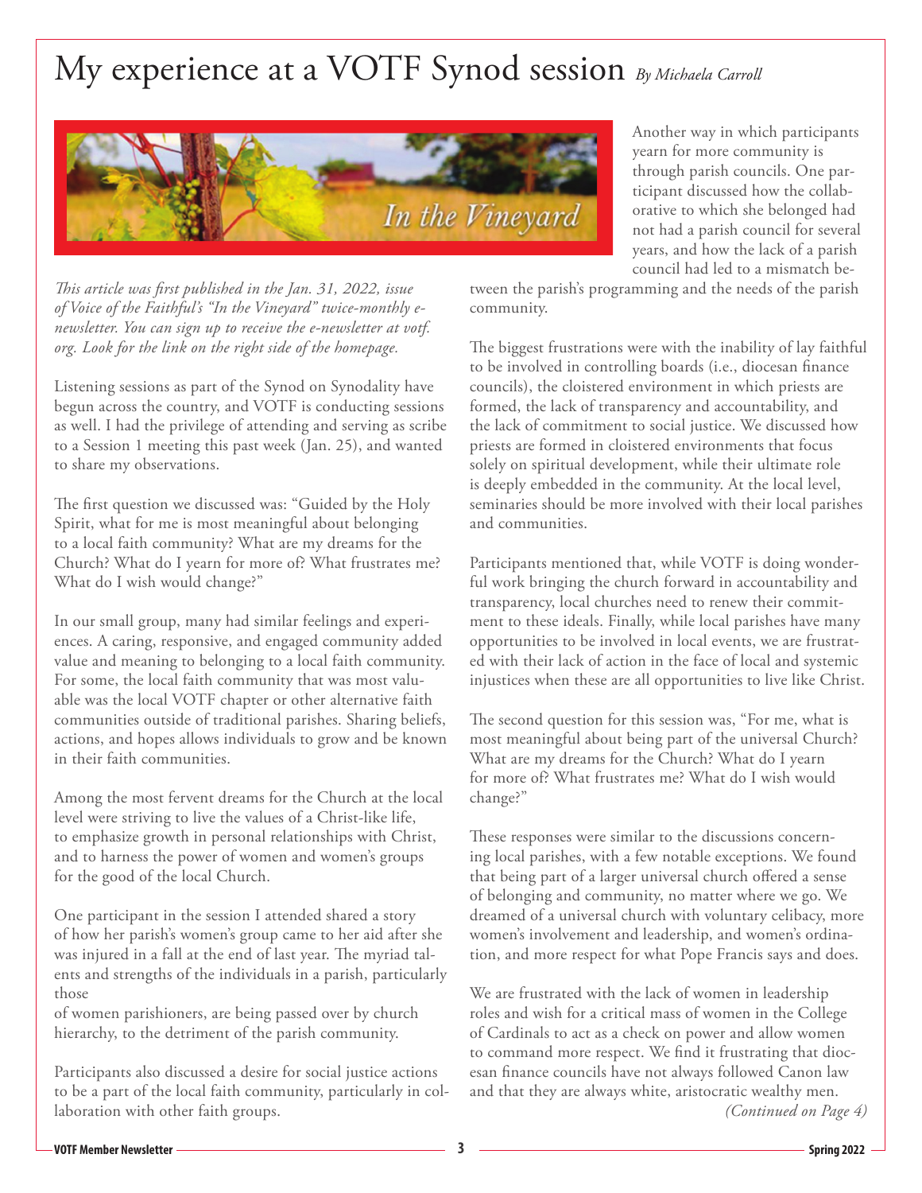# My experience at a VOTF Synod session *By Michaela Carroll*

*This article was first published in the Jan. 31, 2022, issue of Voice of the Faithful's "In the Vineyard" twice-monthly e-newsletter. You can sign up to receive the e-newsletter at votf.org. Look for the link on the right side of the homepage.*

Listening sessions as part of the Synod on Synodality have begun across the country, and VOTF is conducting sessions as well. I had the privilege of attending and serving as scribe to a Session 1 meeting this past week (Jan. 25), and wanted to share my observations.

The first question we discussed was: "Guided by the Holy Spirit, what for me is most meaningful about belonging to a local faith community? What are my dreams for the Church? What do I yearn for more of? What frustrates me? What do I wish would change?"

In our small group, many had similar feelings and experiences. A caring, responsive, and engaged community added value and meaning to belonging to a local faith community. For some, the local faith community that was most valuable was the local VOTF chapter or other alternative faith communities outside of traditional parishes. Sharing beliefs, actions, and hopes allows individuals to grow and be known in their faith communities.

Among the most fervent dreams for the Church at the local level were striving to live the values of a Christ-like life, to emphasize growth in personal relationships with Christ, and to harness the power of women and women's groups for the good of the local Church.

One participant in the session I attended shared a story of how her parish's women's group came to her aid after she was injured in a fall at the end of last year. The myriad talents and strengths of the individuals in a parish, particularly those of women parishioners, are being passed over by church hierarchy, to the detriment of the parish community.

Participants also discussed a desire for social justice actions to be a part of the local faith community, particularly in collaboration with other faith groups.

Another way in which participants yearn for more community is through parish councils. One participant discussed how the collaborative to which she belonged had not had a parish council for several years, and how the lack of a parish council had led to a mismatch between the parish's programming and the needs of the parish community.

The biggest frustrations were with the inability of lay faithful to be involved in controlling boards (i.e., diocesan finance councils), the cloistered environment in which priests are formed, the lack of transparency and accountability, and the lack of commitment to social justice. We discussed how priests are formed in cloistered environments that focus solely on spiritual development, while their ultimate role is deeply embedded in the community. At the local level, seminaries should be more involved with their local parishes and communities.

Participants mentioned that, while VOTF is doing wonderful work bringing the church forward in accountability and transparency, local churches need to renew their commitment to these ideals. Finally, while local parishes have many opportunities to be involved in local events, we are frustrated with their lack of action in the face of local and systemic injustices when these are all opportunities to live like Christ.

The second question for this session was, "For me, what is most meaningful about being part of the universal Church? What are my dreams for the Church? What do I yearn for more of? What frustrates me? What do I wish would change?"

These responses were similar to the discussions concerning local parishes, with a few notable exceptions. We found that being part of a larger universal church offered a sense of belonging and community, no matter where we go. We dreamed of a universal church with voluntary celibacy, more women's involvement and leadership, and women's ordination, and more respect for what Pope Francis says and does.

We are frustrated with the lack of women in leadership roles and wish for a critical mass of women in the College of Cardinals to act as a check on power and allow women to command more respect. We find it frustrating that diocesan finance councils have not always followed Canon law and that they are always white, aristocratic wealthy men.

*(Continued on Page 4)*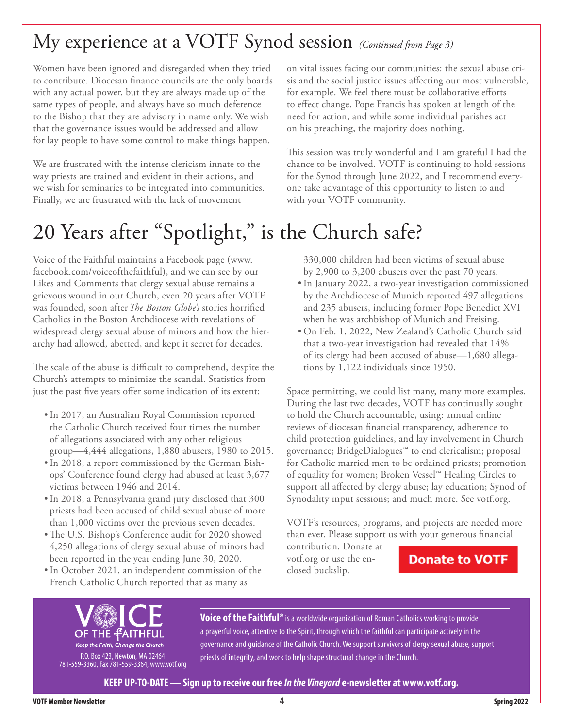# My experience at a VOTF Synod session *(Continued from Page 3)*

Women have been ignored and disregarded when they tried to contribute. Diocesan finance councils are the only boards with any actual power, but they are always made up of the same types of people, and always have so much deference to the Bishop that they are advisory in name only. We wish that the governance issues would be addressed and allow for lay people to have some control to make things happen.

We are frustrated with the intense clericism innate to the way priests are trained and evident in their actions, and we wish for seminaries to be integrated into communities. Finally, we are frustrated with the lack of movement on vital issues facing our communities: the sexual abuse crisis and the social justice issues affecting our most vulnerable, for example. We feel there must be collaborative efforts to effect change. Pope Francis has spoken at length of the need for action, and while some individual parishes act on his preaching, the majority does nothing.

This session was truly wonderful and I am grateful I had the chance to be involved. VOTF is continuing to hold sessions for the Synod through June 2022, and I recommend everyone take advantage of this opportunity to listen to and with your VOTF community.

# 20 Years after "Spotlight," is the Church safe?

Voice of the Faithful maintains a Facebook page (www.facebook.com/voiceofthefaithful), and we can see by our Likes and Comments that clergy sexual abuse remains a grievous wound in our Church, even 20 years after VOTF was founded, soon after *The Boston Globe's* stories horrified Catholics in the Boston Archdiocese with revelations of widespread clergy sexual abuse of minors and how the hierarchy had allowed, abetted, and kept it secret for decades.

The scale of the abuse is difficult to comprehend, despite the Church's attempts to minimize the scandal. Statistics from just the past five years offer some indication of its extent:

- In 2017, an Australian Royal Commission reported the Catholic Church received four times the number of allegations associated with any other religious group—4,444 allegations, 1,880 abusers, 1980 to 2015.
- In 2018, a report commissioned by the German Bishops' Conference found clergy had abused at least 3,677 victims between 1946 and 2014.
- In 2018, a Pennsylvania grand jury disclosed that 300 priests had been accused of child sexual abuse of more than 1,000 victims over the previous seven decades.
- The U.S. Bishop's Conference audit for 2020 showed 4,250 allegations of clergy sexual abuse of minors had been reported in the year ending June 30, 2020.
- In October 2021, an independent commission of the French Catholic Church reported that as many as 330,000 children had been victims of sexual abuse by 2,900 to 3,200 abusers over the past 70 years.
- In January 2022, a two-year investigation commissioned by the Archdiocese of Munich reported 497 allegations and 235 abusers, including former Pope Benedict XVI when he was archbishop of Munich and Freising.
- On Feb. 1, 2022, New Zealand's Catholic Church said that a two-year investigation had revealed that 14% of its clergy had been accused of abuse—1,680 allegations by 1,122 individuals since 1950.

Space permitting, we could list many, many more examples. During the last two decades, VOTF has continually sought to hold the Church accountable, using: annual online reviews of diocesan financial transparency, adherence to child protection guidelines, and lay involvement in Church governance; BridgeDialogues™ to end clericalism; proposal for Catholic married men to be ordained priests; promotion of equality for women; Broken Vessel™ Healing Circles to support all affected by clergy abuse; lay education; Synod of Synodality input sessions; and much more. See votf.org.

VOTF's resources, programs, and projects are needed more than ever. Please support us with your generous financial contribution. Donate at votf.org or use the enclosed buckslip.

**Donate to VOTF**

VOICE OF THE FAITHFUL
*Keep the Faith, Change the Church*
P.O. Box 423, Newton, MA 02464
781-559-3360, Fax 781-559-3364, www.votf.org

**Voice of the Faithful®** is a worldwide organization of Roman Catholics working to provide a prayerful voice, attentive to the Spirit, through which the faithful can participate actively in the governance and guidance of the Catholic Church. We support survivors of clergy sexual abuse, support priests of integrity, and work to help shape structural change in the Church.

**KEEP UP-TO-DATE — Sign up to receive our free *In the Vineyard* e-newsletter at www.votf.org.**